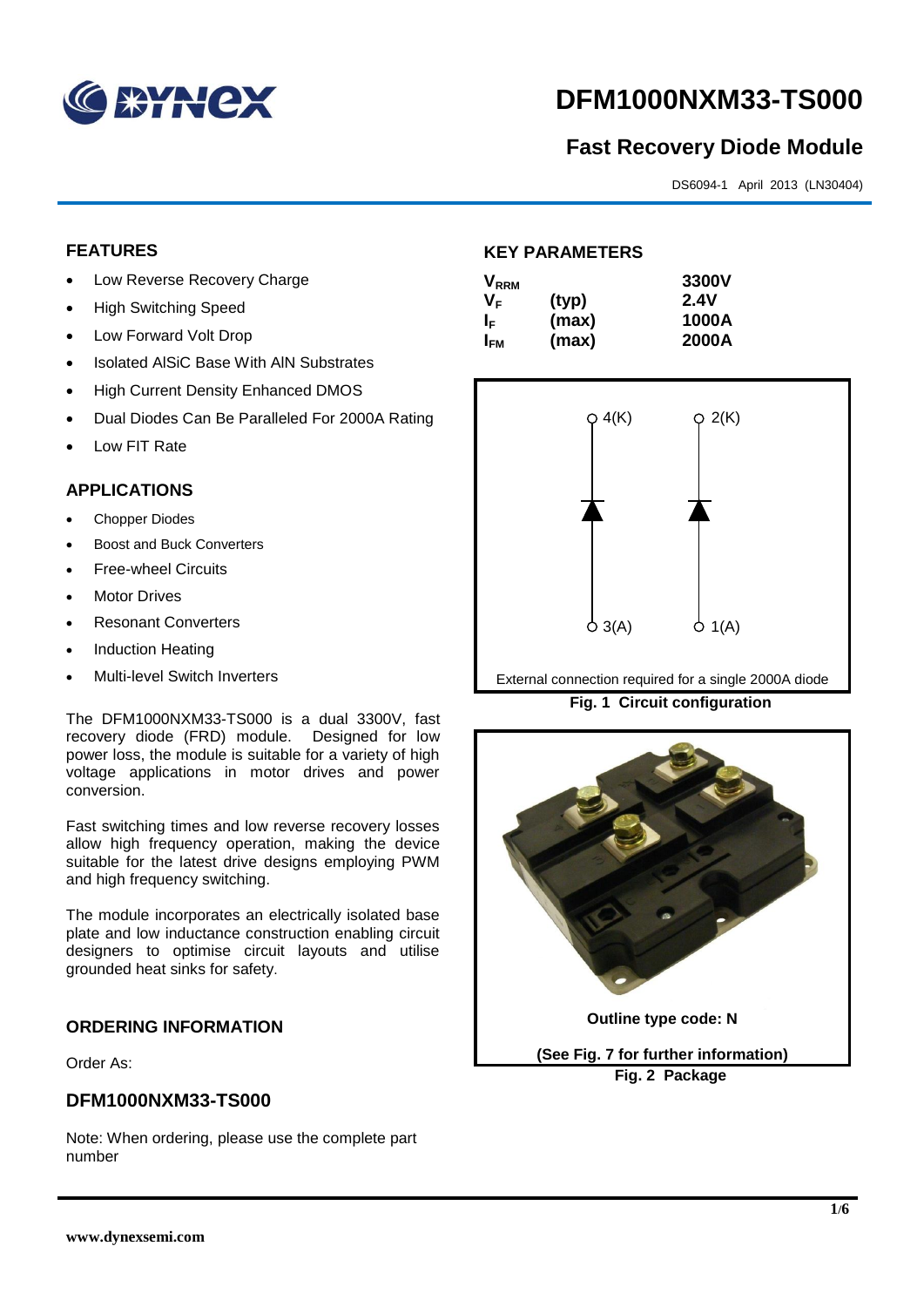# DFM1000NXM33-TS000

## Fast Recovery Diode Module

DS6094-1 April 2013 (LN30404)

## FEATURES

- Low Reverse Recovery Charge
- High Switching Speed
- Low Forward Volt Drop
- Isolated AlSiC Base With AlN Substrates
- High Current Density Enhanced DMOS
- Dual Diodes Can Be Paralleled For 2000A Rating
- Low FIT Rate

## APPLICATIONS

- Chopper Diodes
- Boost and Buck Converters
- Free-wheel Circuits
- Motor Drives
- Resonant Converters
- Induction Heating
- Multi-level Switch Inverters

The DFM1000NXM33-TS000 is a dual 3300V, fast recovery diode (FRD) module. Designed for low power loss, the module is suitable for a variety of high voltage applications in motor drives and power conversion.

Fast switching times and low reverse recovery losses allow high frequency operation, making the device suitable for the latest drive designs employing PWM and high frequency switching.

The module incorporates an electrically isolated base plate and low inductance construction enabling circuit designers to optimise circuit layouts and utilise grounded heat sinks for safety.

## ORDERING INFORMATION

Order As:

### DFM1000NXM33-TS000

Note: When ordering, please use the complete part number

## KEY PARAMETERS

| | | |
|---|---|---|
| $V_{RRM}$ | | 3300V |
| $V_F$ | (typ) | 2.4V |
| $I_F$ | (max) | 1000A |
| $I_{FM}$ | (max) | 2000A |

4(K) 2(K)

3(A) 1(A)

External connection required for a single 2000A diode

**Fig. 1 Circuit configuration**

**Outline type code: N**

**(See Fig. 7 for further information)**

**Fig. 2 Package**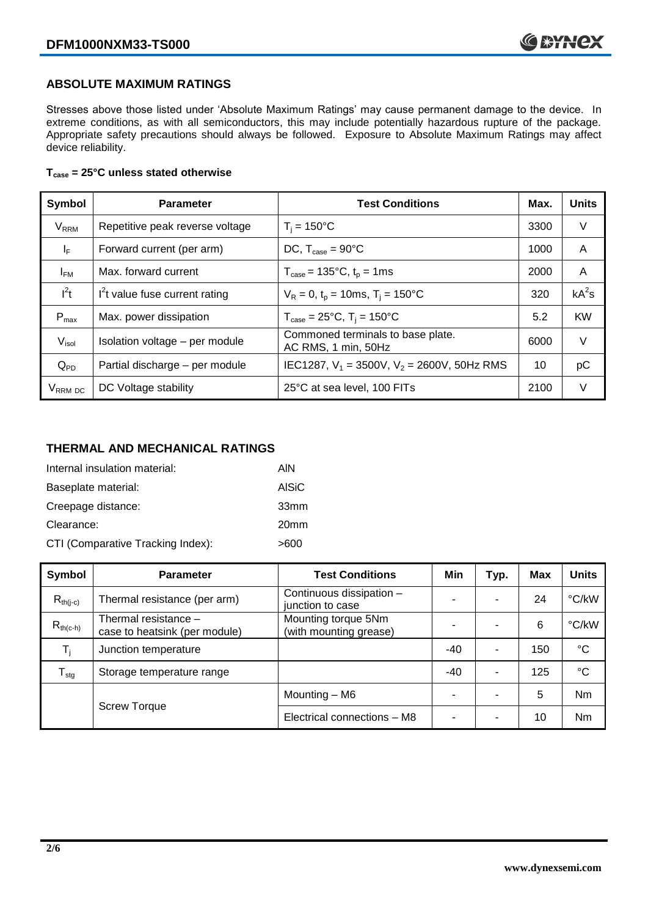## ABSOLUTE MAXIMUM RATINGS

Stresses above those listed under 'Absolute Maximum Ratings' may cause permanent damage to the device. In extreme conditions, as with all semiconductors, this may include potentially hazardous rupture of the package. Appropriate safety precautions should always be followed. Exposure to Absolute Maximum Ratings may affect device reliability.

**$T_{case}$ = 25°C unless stated otherwise**

| Symbol | Parameter | Test Conditions | Max. | Units |
|---|---|---|---|---|
| $V_{RRM}$ | Repetitive peak reverse voltage | $T_j$ = 150°C | 3300 | V |
| $I_F$ | Forward current (per arm) | DC, $T_{case}$ = 90°C | 1000 | A |
| $I_{FM}$ | Max. forward current | $T_{case}$ = 135°C, $t_p$ = 1ms | 2000 | A |
| $I^2t$ | $I^2t$ value fuse current rating | $V_R$ = 0, $t_p$ = 10ms, $T_j$ = 150°C | 320 | $kA^2s$ |
| $P_{max}$ | Max. power dissipation | $T_{case}$ = 25°C, $T_j$ = 150°C | 5.2 | KW |
| $V_{isol}$ | Isolation voltage – per module | Commoned terminals to base plate. AC RMS, 1 min, 50Hz | 6000 | V |
| $Q_{PD}$ | Partial discharge – per module | IEC1287, $V_1$ = 3500V, $V_2$ = 2600V, 50Hz RMS | 10 | pC |
| $V_{RRM\ DC}$ | DC Voltage stability | 25°C at sea level, 100 FITs | 2100 | V |

## THERMAL AND MECHANICAL RATINGS

Internal insulation material: AlN

Baseplate material: AlSiC

Creepage distance: 33mm

Clearance: 20mm

CTI (Comparative Tracking Index): >600

| Symbol | Parameter | Test Conditions | Min | Typ. | Max | Units |
|---|---|---|---|---|---|---|
| $R_{th(j-c)}$ | Thermal resistance (per arm) | Continuous dissipation – junction to case | - | - | 24 | °C/kW |
| $R_{th(c-h)}$ | Thermal resistance – case to heatsink (per module) | Mounting torque 5Nm (with mounting grease) | - | - | 6 | °C/kW |
| $T_j$ | Junction temperature | | -40 | - | 150 | °C |
| $T_{stg}$ | Storage temperature range | | -40 | - | 125 | °C |
| | Screw Torque | Mounting – M6 | - | - | 5 | Nm |
| | | Electrical connections – M8 | - | - | 10 | Nm |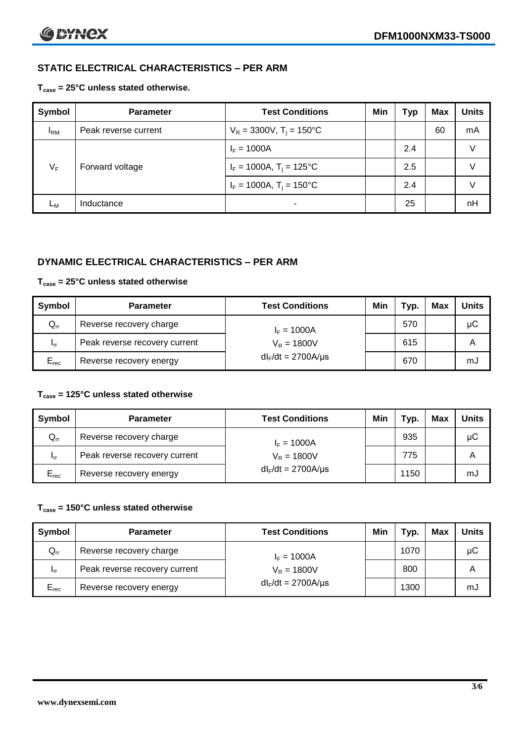## STATIC ELECTRICAL CHARACTERISTICS – PER ARM

**$T_{case}$ = 25°C unless stated otherwise.**

| Symbol | Parameter | Test Conditions | Min | Typ | Max | Units |
|---|---|---|---|---|---|---|
| $I_{RM}$ | Peak reverse current | $V_R$ = 3300V, $T_j$ = 150°C | | | 60 | mA |
| $V_F$ | Forward voltage | $I_F$ = 1000A | | 2.4 | | V |
| | | $I_F$ = 1000A, $T_j$ = 125°C | | 2.5 | | V |
| | | $I_F$ = 1000A, $T_j$ = 150°C | | 2.4 | | V |
| $L_M$ | Inductance | - | | 25 | | nH |

## DYNAMIC ELECTRICAL CHARACTERISTICS – PER ARM

**$T_{case}$ = 25°C unless stated otherwise**

| Symbol | Parameter | Test Conditions | Min | Typ. | Max | Units |
|---|---|---|---|---|---|---|
| $Q_{rr}$ | Reverse recovery charge | $I_F$ = 1000A | | 570 | | μC |
| $I_{rr}$ | Peak reverse recovery current | $V_R$ = 1800V | | 615 | | A |
| $E_{rec}$ | Reverse recovery energy | $dI_F/dt$ = 2700A/μs | | 670 | | mJ |

**$T_{case}$ = 125°C unless stated otherwise**

| Symbol | Parameter | Test Conditions | Min | Typ. | Max | Units |
|---|---|---|---|---|---|---|
| $Q_{rr}$ | Reverse recovery charge | $I_F$ = 1000A | | 935 | | μC |
| $I_{rr}$ | Peak reverse recovery current | $V_R$ = 1800V | | 775 | | A |
| $E_{rec}$ | Reverse recovery energy | $dI_F/dt$ = 2700A/μs | | 1150 | | mJ |

**$T_{case}$ = 150°C unless stated otherwise**

| Symbol | Parameter | Test Conditions | Min | Typ. | Max | Units |
|---|---|---|---|---|---|---|
| $Q_{rr}$ | Reverse recovery charge | $I_F$ = 1000A | | 1070 | | μC |
| $I_{rr}$ | Peak reverse recovery current | $V_R$ = 1800V | | 800 | | A |
| $E_{rec}$ | Reverse recovery energy | $dI_F/dt$ = 2700A/μs | | 1300 | | mJ |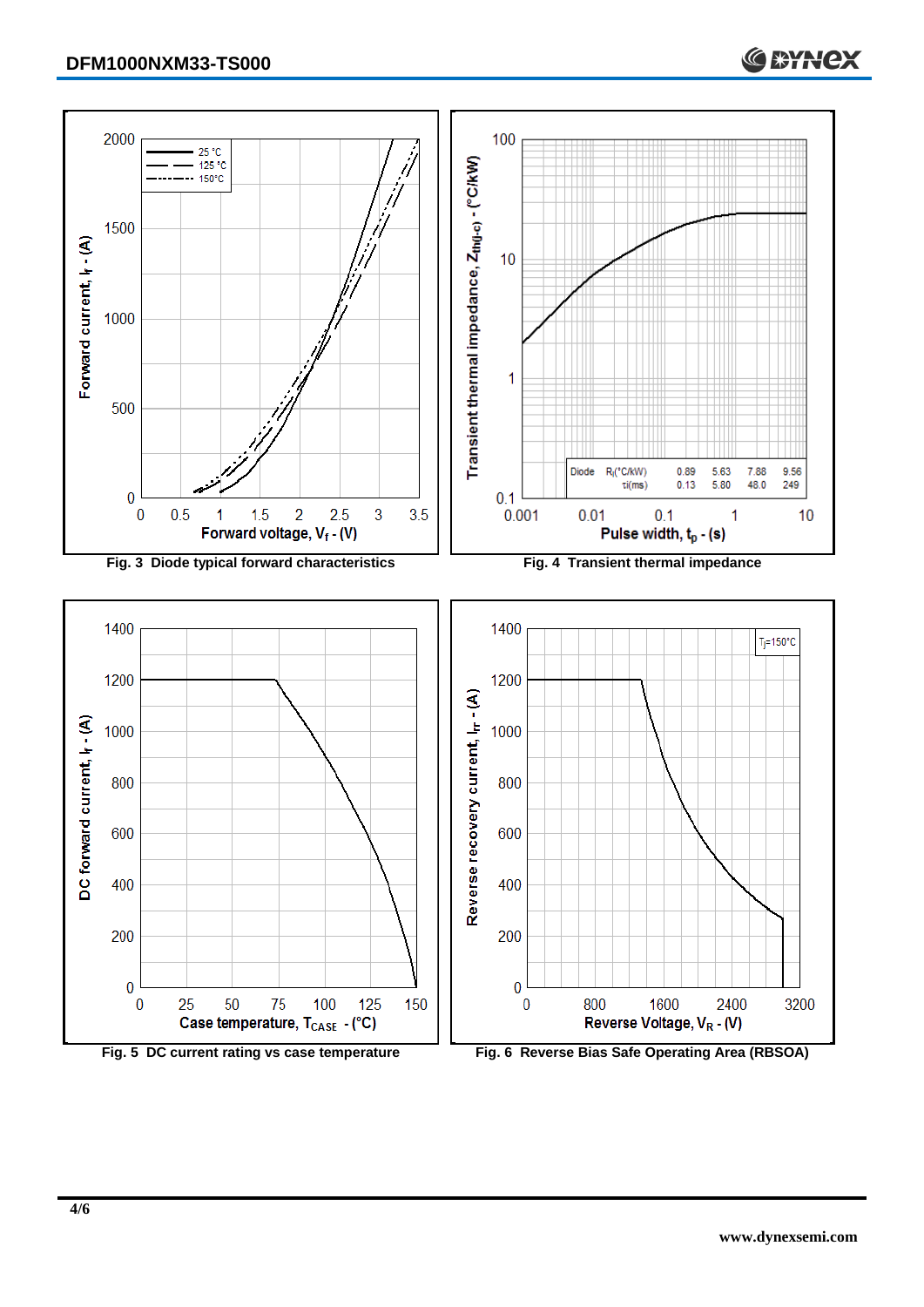| Diode | $R_i$(°C/kW) | 0.89 | 5.63 | 7.88 | 9.56 |
|---|---|---|---|---|---|
| | $\tau_i$(ms) | 0.13 | 5.80 | 48.0 | 249 |

**Fig. 3 Diode typical forward characteristics**

**Fig. 4 Transient thermal impedance**

**Fig. 5 DC current rating vs case temperature**

**Fig. 6 Reverse Bias Safe Operating Area (RBSOA)**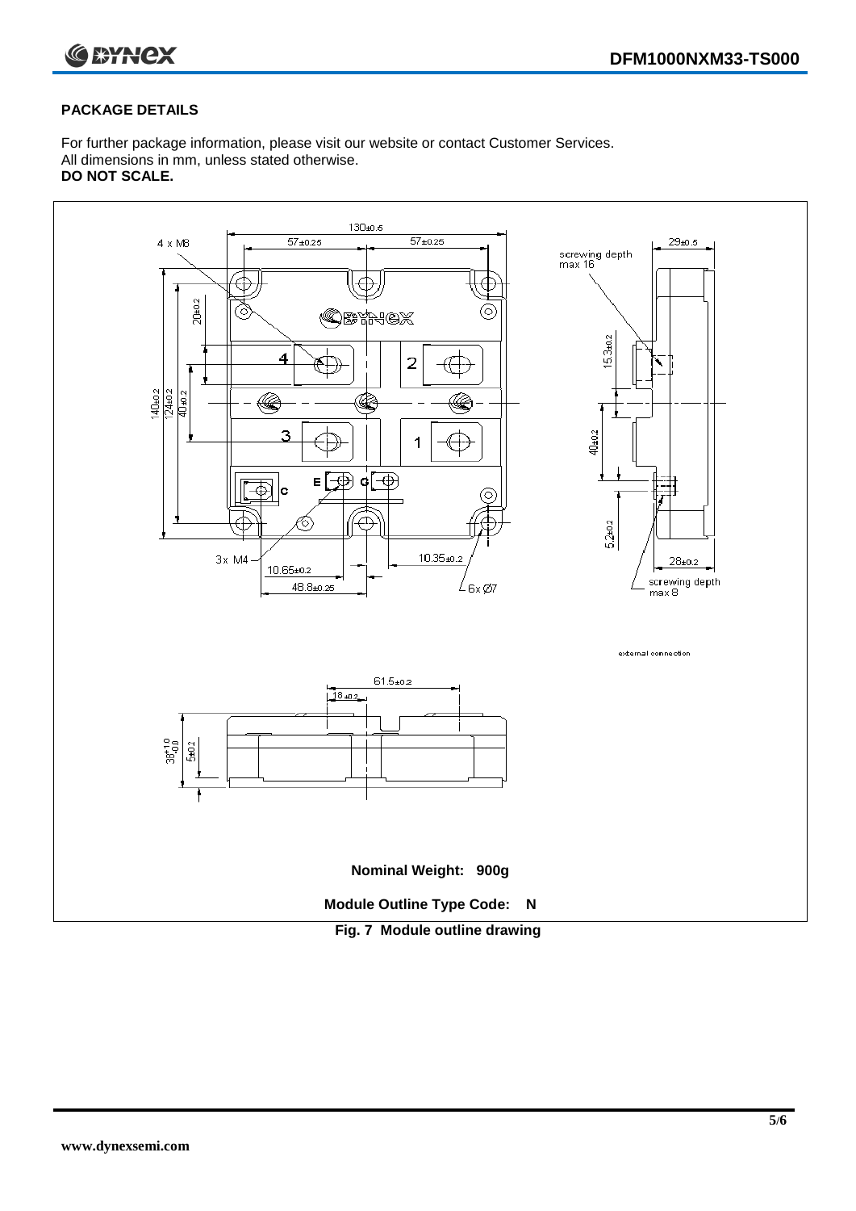## PACKAGE DETAILS

For further package information, please visit our website or contact Customer Services.
All dimensions in mm, unless stated otherwise.
**DO NOT SCALE.**

**Nominal Weight: 900g**

**Module Outline Type Code: N**

**Fig. 7 Module outline drawing**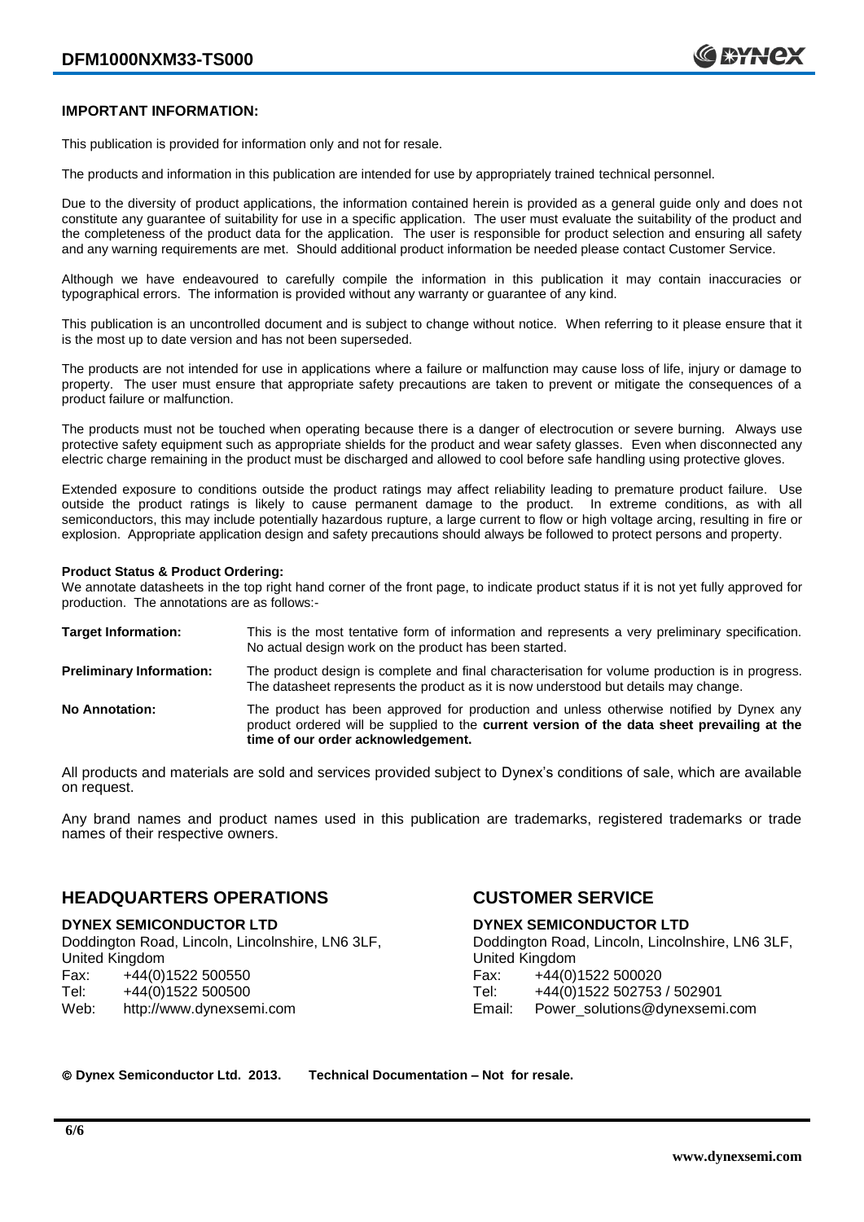**IMPORTANT INFORMATION:**

This publication is provided for information only and not for resale.

The products and information in this publication are intended for use by appropriately trained technical personnel.

Due to the diversity of product applications, the information contained herein is provided as a general guide only and does not constitute any guarantee of suitability for use in a specific application. The user must evaluate the suitability of the product and the completeness of the product data for the application. The user is responsible for product selection and ensuring all safety and any warning requirements are met. Should additional product information be needed please contact Customer Service.

Although we have endeavoured to carefully compile the information in this publication it may contain inaccuracies or typographical errors. The information is provided without any warranty or guarantee of any kind.

This publication is an uncontrolled document and is subject to change without notice. When referring to it please ensure that it is the most up to date version and has not been superseded.

The products are not intended for use in applications where a failure or malfunction may cause loss of life, injury or damage to property. The user must ensure that appropriate safety precautions are taken to prevent or mitigate the consequences of a product failure or malfunction.

The products must not be touched when operating because there is a danger of electrocution or severe burning. Always use protective safety equipment such as appropriate shields for the product and wear safety glasses. Even when disconnected any electric charge remaining in the product must be discharged and allowed to cool before safe handling using protective gloves.

Extended exposure to conditions outside the product ratings may affect reliability leading to premature product failure. Use outside the product ratings is likely to cause permanent damage to the product. In extreme conditions, as with all semiconductors, this may include potentially hazardous rupture, a large current to flow or high voltage arcing, resulting in fire or explosion. Appropriate application design and safety precautions should always be followed to protect persons and property.

**Product Status & Product Ordering:**

We annotate datasheets in the top right hand corner of the front page, to indicate product status if it is not yet fully approved for production. The annotations are as follows:-

| | |
|---|---|
| **Target Information:** | This is the most tentative form of information and represents a very preliminary specification. No actual design work on the product has been started. |
| **Preliminary Information:** | The product design is complete and final characterisation for volume production is in progress. The datasheet represents the product as it is now understood but details may change. |
| **No Annotation:** | The product has been approved for production and unless otherwise notified by Dynex any product ordered will be supplied to the **current version of the data sheet prevailing at the time of our order acknowledgement.** |

All products and materials are sold and services provided subject to Dynex's conditions of sale, which are available on request.

Any brand names and product names used in this publication are trademarks, registered trademarks or trade names of their respective owners.

## HEADQUARTERS OPERATIONS

**DYNEX SEMICONDUCTOR LTD**
Doddington Road, Lincoln, Lincolnshire, LN6 3LF, United Kingdom
Fax: +44(0)1522 500550
Tel: +44(0)1522 500500
Web: http://www.dynexsemi.com

## CUSTOMER SERVICE

**DYNEX SEMICONDUCTOR LTD**
Doddington Road, Lincoln, Lincolnshire, LN6 3LF, United Kingdom
Fax: +44(0)1522 500020
Tel: +44(0)1522 502753 / 502901
Email: Power_solutions@dynexsemi.com

**© Dynex Semiconductor Ltd. 2013. Technical Documentation – Not for resale.**